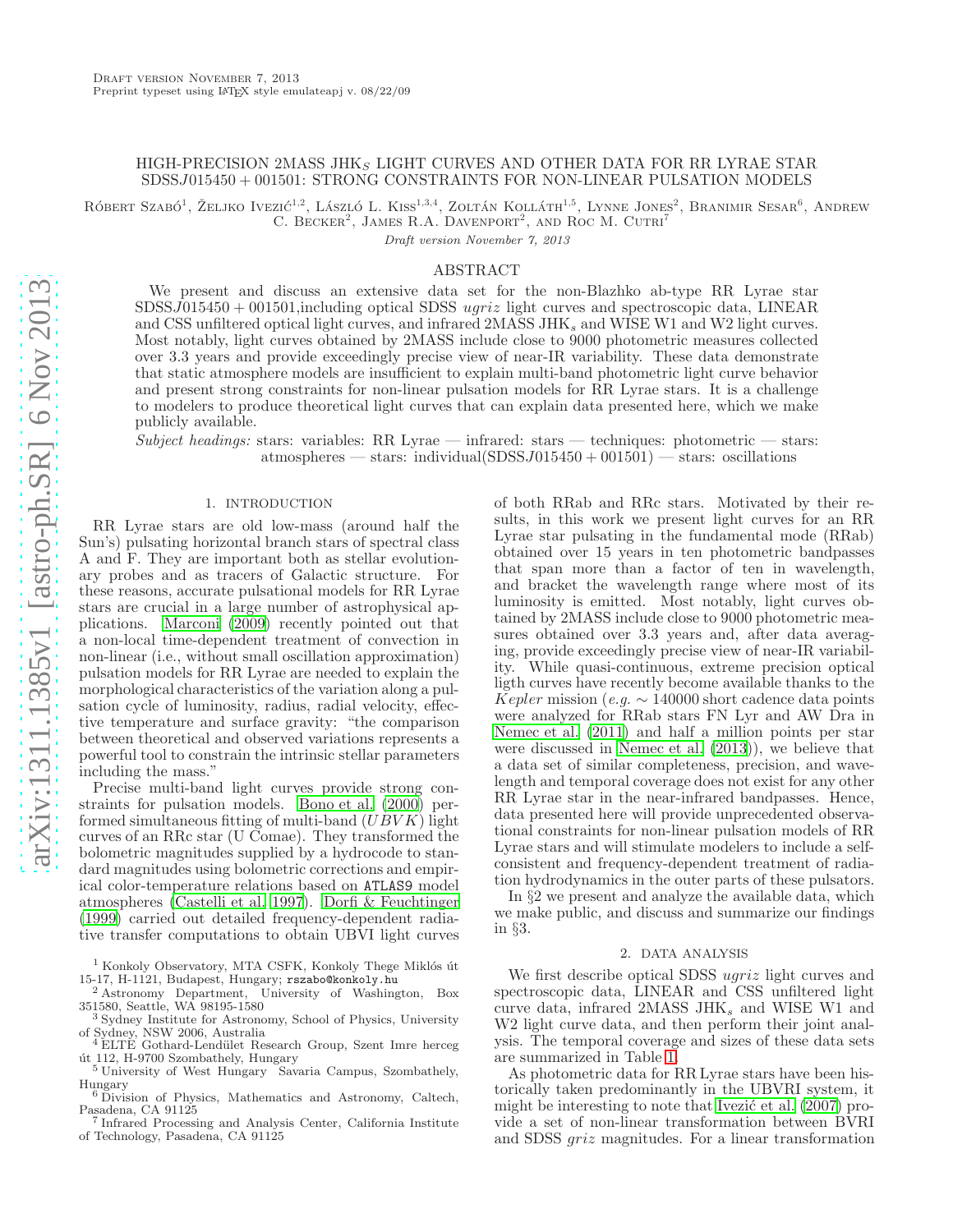Draft version November 7, 2013
Preprint typeset using LaTeX style emulateapj v. 08/22/09

# HIGH-PRECISION 2MASS JHK$_S$ LIGHT CURVES AND OTHER DATA FOR RR LYRAE STAR SDSSJ015450 + 001501: STRONG CONSTRAINTS FOR NON-LINEAR PULSATION MODELS

Róbert Szabó[1], Željko Ivezić[1,2], László L. Kiss[1,3,4], Zoltán Kolláth[1,5], Lynne Jones[2], Branimir Sesar[6], Andrew C. Becker[2], James R.A. Davenport[2], and Roc M. Cutri[7]

*Draft version November 7, 2013*

## ABSTRACT

We present and discuss an extensive data set for the non-Blazhko ab-type RR Lyrae star SDSSJ015450 + 001501,including optical SDSS *ugriz* light curves and spectroscopic data, LINEAR and CSS unfiltered optical light curves, and infrared 2MASS JHK$_s$ and WISE W1 and W2 light curves. Most notably, light curves obtained by 2MASS include close to 9000 photometric measures collected over 3.3 years and provide exceedingly precise view of near-IR variability. These data demonstrate that static atmosphere models are insufficient to explain multi-band photometric light curve behavior and present strong constraints for non-linear pulsation models for RR Lyrae stars. It is a challenge to modelers to produce theoretical light curves that can explain data presented here, which we make publicly available.

*Subject headings:* stars: variables: RR Lyrae — infrared: stars — techniques: photometric — stars: atmospheres — stars: individual(SDSSJ015450 + 001501) — stars: oscillations

## 1. INTRODUCTION

RR Lyrae stars are old low-mass (around half the Sun's) pulsating horizontal branch stars of spectral class A and F. They are important both as stellar evolutionary probes and as tracers of Galactic structure. For these reasons, accurate pulsational models for RR Lyrae stars are crucial in a large number of astrophysical applications. Marconi (2009) recently pointed out that a non-local time-dependent treatment of convection in non-linear (i.e., without small oscillation approximation) pulsation models for RR Lyrae are needed to explain the morphological characteristics of the variation along a pulsation cycle of luminosity, radius, radial velocity, effective temperature and surface gravity: "the comparison between theoretical and observed variations represents a powerful tool to constrain the intrinsic stellar parameters including the mass."

Precise multi-band light curves provide strong constraints for pulsation models. Bono et al. (2000) performed simultaneous fitting of multi-band ($UBVK$) light curves of an RRc star (U Comae). They transformed the bolometric magnitudes supplied by a hydrocode to standard magnitudes using bolometric corrections and empirical color-temperature relations based on ATLAS9 model atmospheres (Castelli et al. 1997). Dorfi & Feuchtinger (1999) carried out detailed frequency-dependent radiative transfer computations to obtain UBVI light curves of both RRab and RRc stars. Motivated by their results, in this work we present light curves for an RR Lyrae star pulsating in the fundamental mode (RRab) obtained over 15 years in ten photometric bandpasses that span more than a factor of ten in wavelength, and bracket the wavelength range where most of its luminosity is emitted. Most notably, light curves obtained by 2MASS include close to 9000 photometric measures obtained over 3.3 years and, after data averaging, provide exceedingly precise view of near-IR variability. While quasi-continuous, extreme precision optical ligth curves have recently become available thanks to the *Kepler* mission (*e.g.* $\sim 140000$ short cadence data points were analyzed for RRab stars FN Lyr and AW Dra in Nemec et al. (2011) and half a million points per star were discussed in Nemec et al. (2013)), we believe that a data set of similar completeness, precision, and wavelength and temporal coverage does not exist for any other RR Lyrae star in the near-infrared bandpasses. Hence, data presented here will provide unprecedented observational constraints for non-linear pulsation models of RR Lyrae stars and will stimulate modelers to include a self-consistent and frequency-dependent treatment of radiation hydrodynamics in the outer parts of these pulsators.

In §2 we present and analyze the available data, which we make public, and discuss and summarize our findings in §3.

## 2. DATA ANALYSIS

We first describe optical SDSS *ugriz* light curves and spectroscopic data, LINEAR and CSS unfiltered light curve data, infrared 2MASS JHK$_s$ and WISE W1 and W2 light curve data, and then perform their joint analysis. The temporal coverage and sizes of these data sets are summarized in Table 1.

As photometric data for RR Lyrae stars have been historically taken predominantly in the UBVRI system, it might be interesting to note that Ivezić et al. (2007) provide a set of non-linear transformation between BVRI and SDSS *griz* magnitudes. For a linear transformation

---

[1] Konkoly Observatory, MTA CSFK, Konkoly Thege Miklós út 15-17, H-1121, Budapest, Hungary; rszabo@konkoly.hu
[2] Astronomy Department, University of Washington, Box 351580, Seattle, WA 98195-1580
[3] Sydney Institute for Astronomy, School of Physics, University of Sydney, NSW 2006, Australia
[4] ELTE Gothard-Lendület Research Group, Szent Imre herceg út 112, H-9700 Szombathely, Hungary
[5] University of West Hungary Savaria Campus, Szombathely, Hungary
[6] Division of Physics, Mathematics and Astronomy, Caltech, Pasadena, CA 91125
[7] Infrared Processing and Analysis Center, California Institute of Technology, Pasadena, CA 91125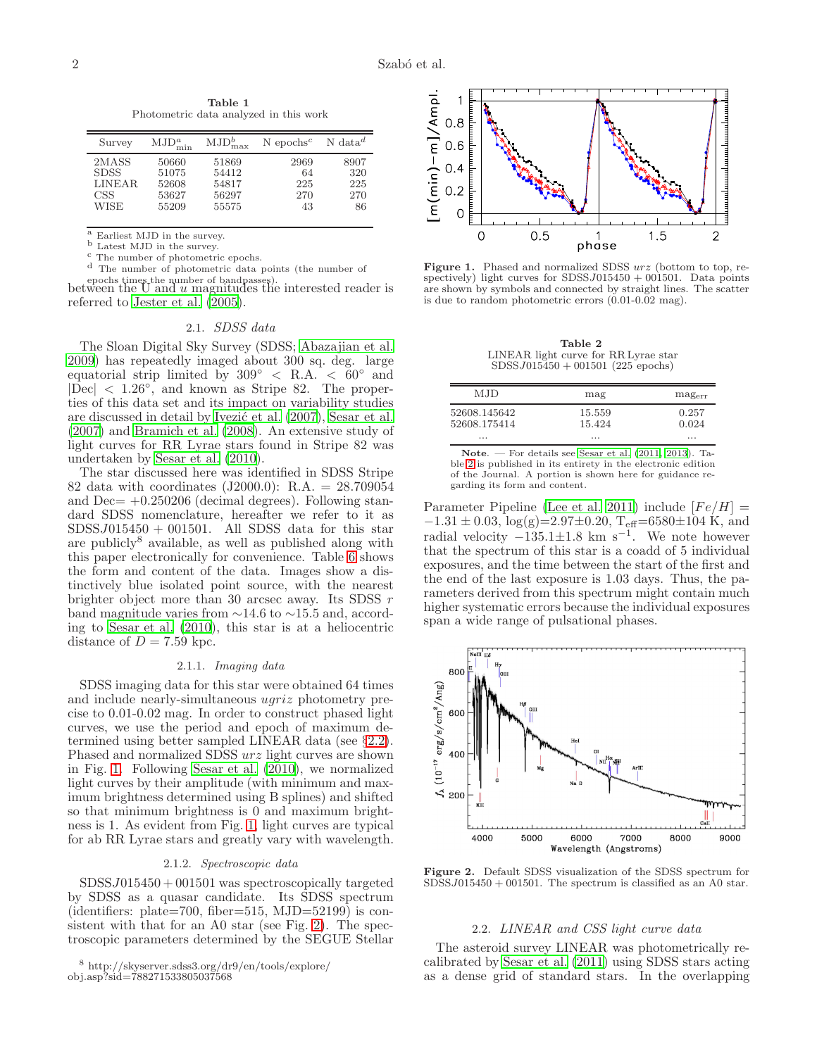**Table 1**
Photometric data analyzed in this work

| Survey | $\mathrm{MJD}^a_{\mathrm{min}}$ | $\mathrm{MJD}^b_{\mathrm{max}}$ | N epochs[c] | N data[d] |
|---|---|---|---|---|
| 2MASS | 50660 | 51869 | 2969 | 8907 |
| SDSS | 51075 | 54412 | 64 | 320 |
| LINEAR | 52608 | 54817 | 225 | 225 |
| CSS | 53627 | 56297 | 270 | 270 |
| WISE | 55209 | 55575 | 43 | 86 |

[a] Earliest MJD in the survey.
[b] Latest MJD in the survey.
[c] The number of photometric epochs.
[d] The number of photometric data points (the number of epochs times the number of bandpasses).

between the U and $u$ magnitudes the interested reader is referred to Jester et al. (2005).

### 2.1. *SDSS data*

The Sloan Digital Sky Survey (SDSS; Abazajian et al. 2009) has repeatedly imaged about 300 sq. deg. large equatorial strip limited by $309° < \mathrm{R.A.} < 60°$ and $|\mathrm{Dec}| < 1.26°$, and known as Stripe 82. The properties of this data set and its impact on variability studies are discussed in detail by Ivezić et al. (2007), Sesar et al. (2007) and Bramich et al. (2008). An extensive study of light curves for RR Lyrae stars found in Stripe 82 was undertaken by Sesar et al. (2010).

The star discussed here was identified in SDSS Stripe 82 data with coordinates (J2000.0): R.A. = 28.709054 and Dec= +0.250206 (decimal degrees). Following standard SDSS nomenclature, hereafter we refer to it as SDSSJ015450 + 001501. All SDSS data for this star are publicly[8] available, as well as published along with this paper electronically for convenience. Table 6 shows the form and content of the data. Images show a distinctively blue isolated point source, with the nearest brighter object more than 30 arcsec away. Its SDSS $r$ band magnitude varies from ∼14.6 to ∼15.5 and, according to Sesar et al. (2010), this star is at a heliocentric distance of $D = 7.59$ kpc.

#### 2.1.1. *Imaging data*

SDSS imaging data for this star were obtained 64 times and include nearly-simultaneous $ugriz$ photometry precise to 0.01-0.02 mag. In order to construct phased light curves, we use the period and epoch of maximum determined using better sampled LINEAR data (see §2.2). Phased and normalized SDSS $urz$ light curves are shown in Fig. 1. Following Sesar et al. (2010), we normalized light curves by their amplitude (with minimum and maximum brightness determined using B splines) and shifted so that minimum brightness is 0 and maximum brightness is 1. As evident from Fig. 1, light curves are typical for ab RR Lyrae stars and greatly vary with wavelength.

#### 2.1.2. *Spectroscopic data*

SDSSJ015450+001501 was spectroscopically targeted by SDSS as a quasar candidate. Its SDSS spectrum (identifiers: plate=700, fiber=515, MJD=52199) is consistent with that for an A0 star (see Fig. 2). The spectroscopic parameters determined by the SEGUE Stellar Parameter Pipeline (Lee et al. 2011) include $[Fe/H] = -1.31 \pm 0.03$, $\log(g)=2.97\pm0.20$, $T_{\mathrm{eff}}=6580\pm104$ K, and radial velocity $-135.1\pm1.8$ km s$^{-1}$. We note however that the spectrum of this star is a coadd of 5 individual exposures, and the time between the start of the first and the end of the last exposure is 1.03 days. Thus, the parameters derived from this spectrum might contain much higher systematic errors because the individual exposures span a wide range of pulsational phases.

[8] http://skyserver.sdss3.org/dr9/en/tools/explore/obj.asp?sid=788271533805037568

**Figure 1.** Phased and normalized SDSS $urz$ (bottom to top, respectively) light curves for SDSSJ015450 + 001501. Data points are shown by symbols and connected by straight lines. The scatter is due to random photometric errors (0.01-0.02 mag).

**Table 2**
LINEAR light curve for RR Lyrae star SDSSJ015450 + 001501 (225 epochs)

| MJD | mag | $\mathrm{mag}_{\mathrm{err}}$ |
|---|---|---|
| 52608.145642 | 15.559 | 0.257 |
| 52608.175414 | 15.424 | 0.024 |
| ... | ... | ... |

**Note**. — For details see Sesar et al. (2011, 2013). Table 2 is published in its entirety in the electronic edition of the Journal. A portion is shown here for guidance regarding its form and content.

**Figure 2.** Default SDSS visualization of the SDSS spectrum for SDSSJ015450 + 001501. The spectrum is classified as an A0 star.

### 2.2. *LINEAR and CSS light curve data*

The asteroid survey LINEAR was photometrically recalibrated by Sesar et al. (2011) using SDSS stars acting as a dense grid of standard stars. In the overlapping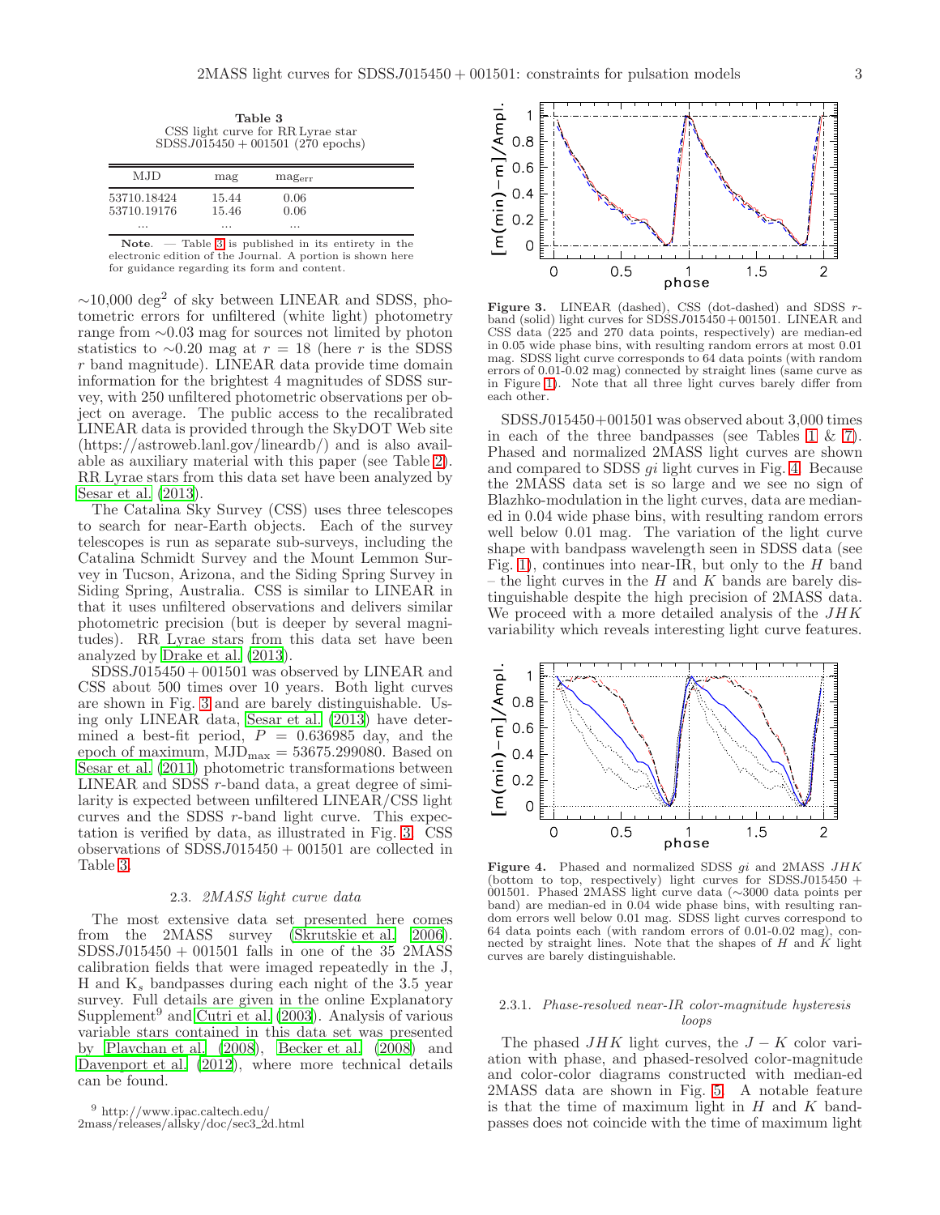**Table 3**
CSS light curve for RR Lyrae star
SDSSJ015450 + 001501 (270 epochs)

| MJD | mag | $mag_{err}$ |
|---|---|---|
| 53710.18424 | 15.44 | 0.06 |
| 53710.19176 | 15.46 | 0.06 |
| ... | ... | ... |

**Note**. — Table 3 is published in its entirety in the electronic edition of the Journal. A portion is shown here for guidance regarding its form and content.

∼10,000 deg$^2$ of sky between LINEAR and SDSS, photometric errors for unfiltered (white light) photometry range from ∼0.03 mag for sources not limited by photon statistics to ∼0.20 mag at $r = 18$ (here $r$ is the SDSS $r$ band magnitude). LINEAR data provide time domain information for the brightest 4 magnitudes of SDSS survey, with 250 unfiltered photometric observations per object on average. The public access to the recalibrated LINEAR data is provided through the SkyDOT Web site (https://astroweb.lanl.gov/lineardb/) and is also available as auxiliary material with this paper (see Table 2). RR Lyrae stars from this data set have been analyzed by Sesar et al. (2013).

The Catalina Sky Survey (CSS) uses three telescopes to search for near-Earth objects. Each of the survey telescopes is run as separate sub-surveys, including the Catalina Schmidt Survey and the Mount Lemmon Survey in Tucson, Arizona, and the Siding Spring Survey in Siding Spring, Australia. CSS is similar to LINEAR in that it uses unfiltered observations and delivers similar photometric precision (but is deeper by several magnitudes). RR Lyrae stars from this data set have been analyzed by Drake et al. (2013).

SDSSJ015450 + 001501 was observed by LINEAR and CSS about 500 times over 10 years. Both light curves are shown in Fig. 3 and are barely distinguishable. Using only LINEAR data, Sesar et al. (2013) have determined a best-fit period, $P = 0.636985$ day, and the epoch of maximum, $\mathrm{MJD_{max}} = 53675.299080$. Based on Sesar et al. (2011) photometric transformations between LINEAR and SDSS $r$-band data, a great degree of similarity is expected between unfiltered LINEAR/CSS light curves and the SDSS $r$-band light curve. This expectation is verified by data, as illustrated in Fig. 3. CSS observations of SDSSJ015450 + 001501 are collected in Table 3.

### 2.3. *2MASS light curve data*

The most extensive data set presented here comes from the 2MASS survey (Skrutskie et al. 2006). SDSSJ015450 + 001501 falls in one of the 35 2MASS calibration fields that were imaged repeatedly in the J, H and $K_s$ bandpasses during each night of the 3.5 year survey. Full details are given in the online Explanatory Supplement[9] and Cutri et al. (2003). Analysis of various variable stars contained in this data set was presented by Plavchan et al. (2008), Becker et al. (2008) and Davenport et al. (2012), where more technical details can be found.

[9] http://www.ipac.caltech.edu/2mass/releases/allsky/doc/sec3_2d.html

**Figure 3.** LINEAR (dashed), CSS (dot-dashed) and SDSS $r$-band (solid) light curves for SDSSJ015450+001501. LINEAR and CSS data (225 and 270 data points, respectively) are median-ed in 0.05 wide phase bins, with resulting random errors at most 0.01 mag. SDSS light curve corresponds to 64 data points (with random errors of 0.01-0.02 mag) connected by straight lines (same curve as in Figure 1). Note that all three light curves barely differ from each other.

SDSSJ015450+001501 was observed about 3,000 times in each of the three bandpasses (see Tables 1 & 7). Phased and normalized 2MASS light curves are shown and compared to SDSS $gi$ light curves in Fig. 4. Because the 2MASS data set is so large and we see no sign of Blazhko-modulation in the light curves, data are median-ed in 0.04 wide phase bins, with resulting random errors well below 0.01 mag. The variation of the light curve shape with bandpass wavelength seen in SDSS data (see Fig. 1), continues into near-IR, but only to the $H$ band – the light curves in the $H$ and $K$ bands are barely distinguishable despite the high precision of 2MASS data. We proceed with a more detailed analysis of the $JHK$ variability which reveals interesting light curve features.

**Figure 4.** Phased and normalized SDSS $gi$ and 2MASS $JHK$ (bottom to top, respectively) light curves for SDSSJ015450 + 001501. Phased 2MASS light curve data (∼3000 data points per band) are median-ed in 0.04 wide phase bins, with resulting random errors well below 0.01 mag. SDSS light curves correspond to 64 data points each (with random errors of 0.01-0.02 mag), connected by straight lines. Note that the shapes of $H$ and $K$ light curves are barely distinguishable.

#### 2.3.1. *Phase-resolved near-IR color-magnitude hysteresis loops*

The phased $JHK$ light curves, the $J - K$ color variation with phase, and phased-resolved color-magnitude and color-color diagrams constructed with median-ed 2MASS data are shown in Fig. 5. A notable feature is that the time of maximum light in $H$ and $K$ bandpasses does not coincide with the time of maximum light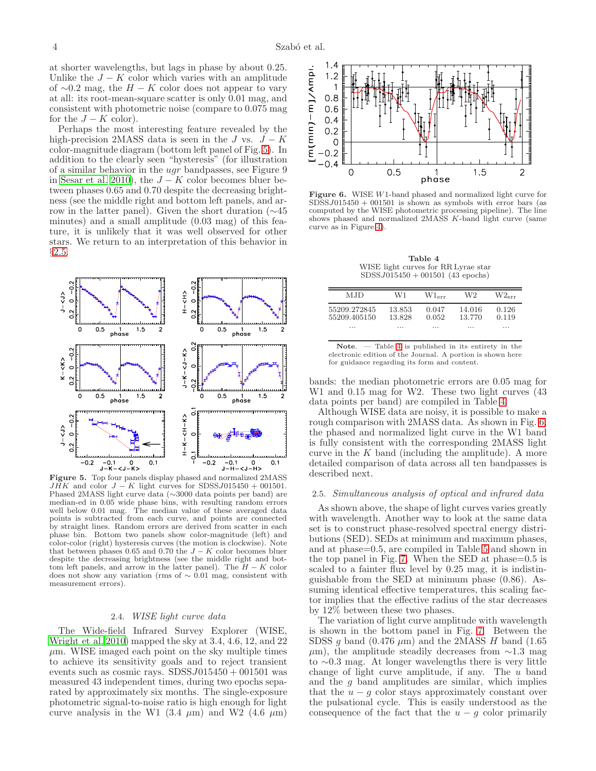at shorter wavelengths, but lags in phase by about 0.25. Unlike the $J-K$ color which varies with an amplitude of ∼0.2 mag, the $H-K$ color does not appear to vary at all: its root-mean-square scatter is only 0.01 mag, and consistent with photometric noise (compare to 0.075 mag for the $J-K$ color).

Perhaps the most interesting feature revealed by the high-precision 2MASS data is seen in the $J$ vs. $J-K$ color-magnitude diagram (bottom left panel of Fig. 5). In addition to the clearly seen "hysteresis" (for illustration of a similar behavior in the *ugr* bandpasses, see Figure 9 in Sesar et al. 2010), the $J-K$ color becomes bluer between phases 0.65 and 0.70 despite the decreasing brightness (see the middle right and bottom left panels, and arrow in the latter panel). Given the short duration (∼45 minutes) and a small amplitude (0.03 mag) of this feature, it is unlikely that it was well observed for other stars. We return to an interpretation of this behavior in §2.5.

**Figure 5.** Top four panels display phased and normalized 2MASS $JHK$ and color $J-K$ light curves for SDSSJ015450 + 001501. Phased 2MASS light curve data (∼3000 data points per band) are median-ed in 0.05 wide phase bins, with resulting random errors well below 0.01 mag. The median value of these averaged data points is subtracted from each curve, and points are connected by straight lines. Random errors are derived from scatter in each phase bin. Bottom two panels show color-magnitude (left) and color-color (right) hysteresis curves (the motion is clockwise). Note that between phases 0.65 and 0.70 the $J-K$ color becomes bluer despite the decreasing brightness (see the middle right and bottom left panels, and arrow in the latter panel). The $H-K$ color does not show any variation (rms of ∼ 0.01 mag, consistent with measurement errors).

### 2.4. *WISE light curve data*

The Wide-field Infrared Survey Explorer (WISE, Wright et al. 2010) mapped the sky at 3.4, 4.6, 12, and 22 $\mu$m. WISE imaged each point on the sky multiple times to achieve its sensitivity goals and to reject transient events such as cosmic rays. SDSSJ015450 + 001501 was measured 43 independent times, during two epochs separated by approximately six months. The single-exposure photometric signal-to-noise ratio is high enough for light curve analysis in the W1 (3.4 $\mu$m) and W2 (4.6 $\mu$m) bands: the median photometric errors are 0.05 mag for W1 and 0.15 mag for W2. These two light curves (43 data points per band) are compiled in Table 4.

**Figure 6.** WISE $W1$-band phased and normalized light curve for SDSSJ015450 + 001501 is shown as symbols with error bars (as computed by the WISE photometric processing pipeline). The line shows phased and normalized 2MASS $K$-band light curve (same curve as in Figure 4).

**Table 4**
WISE light curves for RR Lyrae star SDSSJ015450 + 001501 (43 epochs)

| MJD | W1 | W1$_{\rm err}$ | W2 | W2$_{\rm err}$ |
|---|---|---|---|---|
| 55209.272845 | 13.853 | 0.047 | 14.016 | 0.126 |
| 55209.405150 | 13.828 | 0.052 | 13.770 | 0.119 |
| ... | ... | ... | ... | ... |

**Note.** — Table 4 is published in its entirety in the electronic edition of the Journal. A portion is shown here for guidance regarding its form and content.

Although WISE data are noisy, it is possible to make a rough comparison with 2MASS data. As shown in Fig. 6, the phased and normalized light curve in the W1 band is fully consistent with the corresponding 2MASS light curve in the $K$ band (including the amplitude). A more detailed comparison of data across all ten bandpasses is described next.

### 2.5. *Simultaneous analysis of optical and infrared data*

As shown above, the shape of light curves varies greatly with wavelength. Another way to look at the same data set is to construct phase-resolved spectral energy distributions (SED). SEDs at minimum and maximum phases, and at phase=0.5, are compiled in Table 5 and shown in the top panel in Fig. 7. When the SED at phase=0.5 is scaled to a fainter flux level by 0.25 mag, it is indistinguishable from the SED at minimum phase (0.86). Assuming identical effective temperatures, this scaling factor implies that the effective radius of the star decreases by 12% between these two phases.

The variation of light curve amplitude with wavelength is shown in the bottom panel in Fig. 7. Between the SDSS $g$ band (0.476 $\mu$m) and the 2MASS $H$ band (1.65 $\mu$m), the amplitude steadily decreases from ∼1.3 mag to ∼0.3 mag. At longer wavelengths there is very little change of light curve amplitude, if any. The $u$ band and the $g$ band amplitudes are similar, which implies that the $u-g$ color stays approximately constant over the pulsational cycle. This is easily understood as the consequence of the fact that the $u-g$ color primarily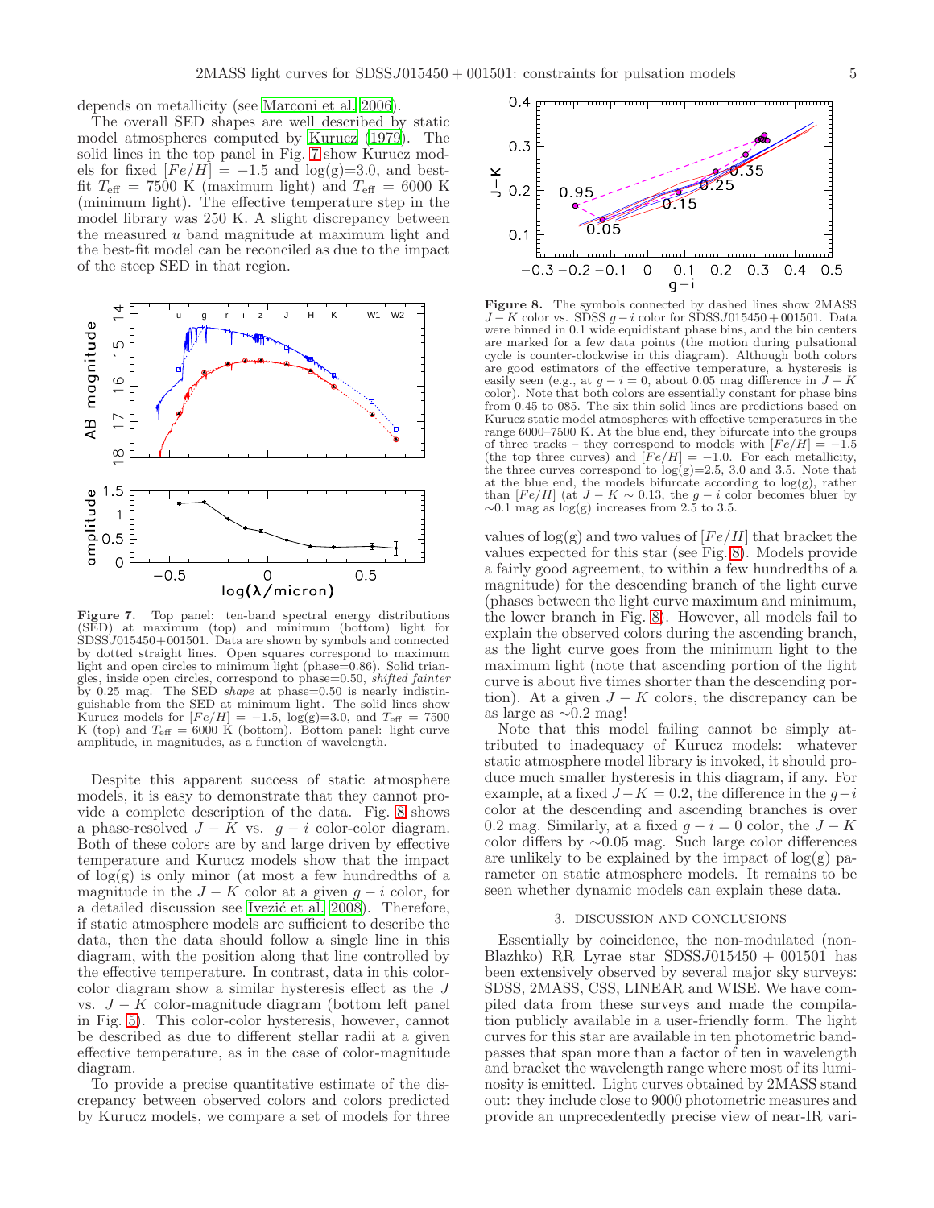depends on metallicity (see Marconi et al. 2006).

The overall SED shapes are well described by static model atmospheres computed by Kurucz (1979). The solid lines in the top panel in Fig. 7 show Kurucz models for fixed $[Fe/H] = -1.5$ and $\log(g)=3.0$, and best-fit $T_{\rm eff} = 7500$ K (maximum light) and $T_{\rm eff} = 6000$ K (minimum light). The effective temperature step in the model library was 250 K. A slight discrepancy between the measured $u$ band magnitude at maximum light and the best-fit model can be reconciled as due to the impact of the steep SED in that region.

**Figure 7.** Top panel: ten-band spectral energy distributions (SED) at maximum (top) and minimum (bottom) light for SDSSJ015450+001501. Data are shown by symbols and connected by dotted straight lines. Open squares correspond to maximum light and open circles to minimum light (phase=0.86). Solid triangles, inside open circles, correspond to phase=0.50, *shifted fainter* by 0.25 mag. The SED *shape* at phase=0.50 is nearly indistinguishable from the SED at minimum light. The solid lines show Kurucz models for $[Fe/H] = -1.5$, $\log(g)=3.0$, and $T_{\rm eff} = 7500$ K (top) and $T_{\rm eff} = 6000$ K (bottom). Bottom panel: light curve amplitude, in magnitudes, as a function of wavelength.

Despite this apparent success of static atmosphere models, it is easy to demonstrate that they cannot provide a complete description of the data. Fig. 8 shows a phase-resolved $J-K$ vs. $g-i$ color-color diagram. Both of these colors are by and large driven by effective temperature and Kurucz models show that the impact of $\log(g)$ is only minor (at most a few hundredths of a magnitude in the $J-K$ color at a given $g-i$ color, for a detailed discussion see Ivezić et al. 2008). Therefore, if static atmosphere models are sufficient to describe the data, then the data should follow a single line in this diagram, with the position along that line controlled by the effective temperature. In contrast, data in this color-color diagram show a similar hysteresis effect as the $J$ vs. $J-K$ color-magnitude diagram (bottom left panel in Fig. 5). This color-color hysteresis, however, cannot be described as due to different stellar radii at a given effective temperature, as in the case of color-magnitude diagram.

To provide a precise quantitative estimate of the discrepancy between observed colors and colors predicted by Kurucz models, we compare a set of models for three values of $\log(g)$ and two values of $[Fe/H]$ that bracket the values expected for this star (see Fig. 8). Models provide a fairly good agreement, to within a few hundredths of a magnitude) for the descending branch of the light curve (phases between the light curve maximum and minimum, the lower branch in Fig. 8). However, all models fail to explain the observed colors during the ascending branch, as the light curve goes from the minimum light to the maximum light (note that ascending portion of the light curve is about five times shorter than the descending portion). At a given $J-K$ colors, the discrepancy can be as large as $\sim$0.2 mag!

**Figure 8.** The symbols connected by dashed lines show 2MASS $J-K$ color vs. SDSS $g-i$ color for SDSSJ015450+001501. Data were binned in 0.1 wide equidistant phase bins, and the bin centers are marked for a few data points (the motion during pulsational cycle is counter-clockwise in this diagram). Although both colors are good estimators of the effective temperature, a hysteresis is easily seen (e.g., at $g-i=0$, about 0.05 mag difference in $J-K$ color). Note that both colors are essentially constant for phase bins from 0.45 to 085. The six thin solid lines are predictions based on Kurucz static model atmospheres with effective temperatures in the range 6000–7500 K. At the blue end, they bifurcate into the groups of three tracks – they correspond to models with $[Fe/H] = -1.5$ (the top three curves) and $[Fe/H] = -1.0$. For each metallicity, the three curves correspond to $\log(g)$=2.5, 3.0 and 3.5. Note that at the blue end, the models bifurcate according to $\log(g)$, rather than $[Fe/H]$ (at $J-K \sim 0.13$, the $g-i$ color becomes bluer by $\sim$0.1 mag as $\log(g)$ increases from 2.5 to 3.5.

Note that this model failing cannot be simply attributed to inadequacy of Kurucz models: whatever static atmosphere model library is invoked, it should produce much smaller hysteresis in this diagram, if any. For example, at a fixed $J-K=0.2$, the difference in the $g-i$ color at the descending and ascending branches is over 0.2 mag. Similarly, at a fixed $g-i=0$ color, the $J-K$ color differs by $\sim$0.05 mag. Such large color differences are unlikely to be explained by the impact of $\log(g)$ parameter on static atmosphere models. It remains to be seen whether dynamic models can explain these data.

## 3. DISCUSSION AND CONCLUSIONS

Essentially by coincidence, the non-modulated (non-Blazhko) RR Lyrae star SDSSJ015450 + 001501 has been extensively observed by several major sky surveys: SDSS, 2MASS, CSS, LINEAR and WISE. We have compiled data from these surveys and made the compilation publicly available in a user-friendly form. The light curves for this star are available in ten photometric bandpasses that span more than a factor of ten in wavelength and bracket the wavelength range where most of its luminosity is emitted. Light curves obtained by 2MASS stand out: they include close to 9000 photometric measures and provide an unprecedentedly precise view of near-IR vari-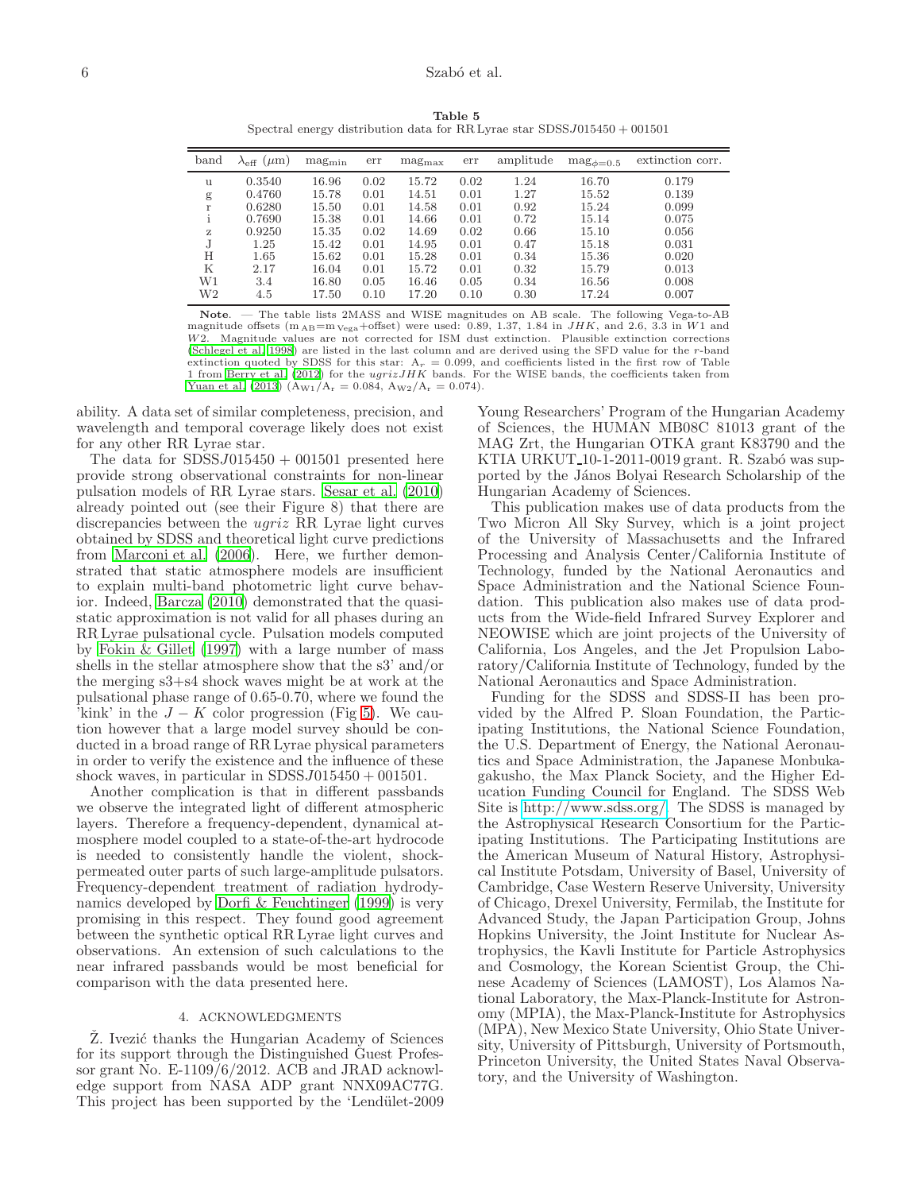**Table 5**
Spectral energy distribution data for RR Lyrae star SDSSJ015450 + 001501

| band | $\lambda_{\rm eff}$ ($\mu$m) | mag$_{\rm min}$ | err | mag$_{\rm max}$ | err | amplitude | mag$_{\phi=0.5}$ | extinction corr. |
|---|---|---|---|---|---|---|---|---|
| u | 0.3540 | 16.96 | 0.02 | 15.72 | 0.02 | 1.24 | 16.70 | 0.179 |
| g | 0.4760 | 15.78 | 0.01 | 14.51 | 0.01 | 1.27 | 15.52 | 0.139 |
| r | 0.6280 | 15.50 | 0.01 | 14.58 | 0.01 | 0.92 | 15.24 | 0.099 |
| i | 0.7690 | 15.38 | 0.01 | 14.66 | 0.01 | 0.72 | 15.14 | 0.075 |
| z | 0.9250 | 15.35 | 0.02 | 14.69 | 0.02 | 0.66 | 15.10 | 0.056 |
| J | 1.25 | 15.42 | 0.01 | 14.95 | 0.01 | 0.47 | 15.18 | 0.031 |
| H | 1.65 | 15.62 | 0.01 | 15.28 | 0.01 | 0.34 | 15.36 | 0.020 |
| K | 2.17 | 16.04 | 0.01 | 15.72 | 0.01 | 0.32 | 15.79 | 0.013 |
| W1 | 3.4 | 16.80 | 0.05 | 16.46 | 0.05 | 0.34 | 16.56 | 0.008 |
| W2 | 4.5 | 17.50 | 0.10 | 17.20 | 0.10 | 0.30 | 17.24 | 0.007 |

**Note**. — The table lists 2MASS and WISE magnitudes on AB scale. The following Vega-to-AB magnitude offsets ($m_{\rm AB}$=$m_{\rm Vega}$+offset) were used: 0.89, 1.37, 1.84 in $JHK$, and 2.6, 3.3 in $W1$ and $W2$. Magnitude values are not corrected for ISM dust extinction. Plausible extinction corrections (Schlegel et al. 1998) are listed in the last column and are derived using the SFD value for the $r$-band extinction quoted by SDSS for this star: $A_r$ = 0.099, and coefficients listed in the first row of Table 1 from Berry et al. (2012) for the $ugrizJHK$ bands. For the WISE bands, the coefficients taken from Yuan et al. (2013) ($A_{W1}/A_r$ = 0.084, $A_{W2}/A_r$ = 0.074).

ability. A data set of similar completeness, precision, and wavelength and temporal coverage likely does not exist for any other RR Lyrae star.

The data for SDSSJ015450 + 001501 presented here provide strong observational constraints for non-linear pulsation models of RR Lyrae stars. Sesar et al. (2010) already pointed out (see their Figure 8) that there are discrepancies between the $ugriz$ RR Lyrae light curves obtained by SDSS and theoretical light curve predictions from Marconi et al. (2006). Here, we further demonstrated that static atmosphere models are insufficient to explain multi-band photometric light curve behavior. Indeed, Barcza (2010) demonstrated that the quasi-static approximation is not valid for all phases during an RR Lyrae pulsational cycle. Pulsation models computed by Fokin & Gillet (1997) with a large number of mass shells in the stellar atmosphere show that the s3' and/or the merging s3+s4 shock waves might be at work at the pulsational phase range of 0.65-0.70, where we found the 'kink' in the $J-K$ color progression (Fig 5). We caution however that a large model survey should be conducted in a broad range of RR Lyrae physical parameters in order to verify the existence and the influence of these shock waves, in particular in SDSSJ015450 + 001501.

Another complication is that in different passbands we observe the integrated light of different atmospheric layers. Therefore a frequency-dependent, dynamical atmosphere model coupled to a state-of-the-art hydrocode is needed to consistently handle the violent, shock-permeated outer parts of such large-amplitude pulsators. Frequency-dependent treatment of radiation hydrodynamics developed by Dorfi & Feuchtinger (1999) is very promising in this respect. They found good agreement between the synthetic optical RR Lyrae light curves and observations. An extension of such calculations to the near infrared passbands would be most beneficial for comparison with the data presented here.

## 4. ACKNOWLEDGMENTS

Ž. Ivezić thanks the Hungarian Academy of Sciences for its support through the Distinguished Guest Professor grant No. E-1109/6/2012. ACB and JRAD acknowledge support from NASA ADP grant NNX09AC77G. This project has been supported by the 'Lendület-2009 Young Researchers' Program of the Hungarian Academy of Sciences, the HUMAN MB08C 81013 grant of the MAG Zrt, the Hungarian OTKA grant K83790 and the KTIA URKUT_10-1-2011-0019 grant. R. Szabó was supported by the János Bolyai Research Scholarship of the Hungarian Academy of Sciences.

This publication makes use of data products from the Two Micron All Sky Survey, which is a joint project of the University of Massachusetts and the Infrared Processing and Analysis Center/California Institute of Technology, funded by the National Aeronautics and Space Administration and the National Science Foundation. This publication also makes use of data products from the Wide-field Infrared Survey Explorer and NEOWISE which are joint projects of the University of California, Los Angeles, and the Jet Propulsion Laboratory/California Institute of Technology, funded by the National Aeronautics and Space Administration.

Funding for the SDSS and SDSS-II has been provided by the Alfred P. Sloan Foundation, the Participating Institutions, the National Science Foundation, the U.S. Department of Energy, the National Aeronautics and Space Administration, the Japanese Monbukagakusho, the Max Planck Society, and the Higher Education Funding Council for England. The SDSS Web Site is http://www.sdss.org/. The SDSS is managed by the Astrophysical Research Consortium for the Participating Institutions. The Participating Institutions are the American Museum of Natural History, Astrophysical Institute Potsdam, University of Basel, University of Cambridge, Case Western Reserve University, University of Chicago, Drexel University, Fermilab, the Institute for Advanced Study, the Japan Participation Group, Johns Hopkins University, the Joint Institute for Nuclear Astrophysics, the Kavli Institute for Particle Astrophysics and Cosmology, the Korean Scientist Group, the Chinese Academy of Sciences (LAMOST), Los Alamos National Laboratory, the Max-Planck-Institute for Astronomy (MPIA), the Max-Planck-Institute for Astrophysics (MPA), New Mexico State University, Ohio State University, University of Pittsburgh, University of Portsmouth, Princeton University, the United States Naval Observatory, and the University of Washington.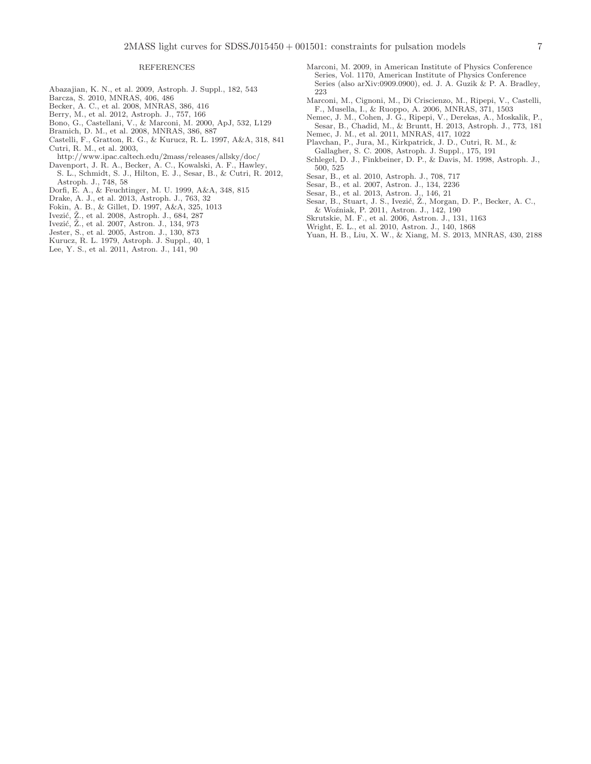## REFERENCES

Abazajian, K. N., et al. 2009, Astroph. J. Suppl., 182, 543
Barcza, S. 2010, MNRAS, 406, 486
Becker, A. C., et al. 2008, MNRAS, 386, 416
Berry, M., et al. 2012, Astroph. J., 757, 166
Bono, G., Castellani, V., & Marconi, M. 2000, ApJ, 532, L129
Bramich, D. M., et al. 2008, MNRAS, 386, 887
Castelli, F., Gratton, R. G., & Kurucz, R. L. 1997, A&A, 318, 841
Cutri, R. M., et al. 2003, http://www.ipac.caltech.edu/2mass/releases/allsky/doc/
Davenport, J. R. A., Becker, A. C., Kowalski, A. F., Hawley, S. L., Schmidt, S. J., Hilton, E. J., Sesar, B., & Cutri, R. 2012, Astroph. J., 748, 58
Dorfi, E. A., & Feuchtinger, M. U. 1999, A&A, 348, 815
Drake, A. J., et al. 2013, Astroph. J., 763, 32
Fokin, A. B., & Gillet, D. 1997, A&A, 325, 1013
Ivezić, Ž., et al. 2008, Astroph. J., 684, 287
Ivezić, Ž., et al. 2007, Astron. J., 134, 973
Jester, S., et al. 2005, Astron. J., 130, 873
Kurucz, R. L. 1979, Astroph. J. Suppl., 40, 1
Lee, Y. S., et al. 2011, Astron. J., 141, 90
Marconi, M. 2009, in American Institute of Physics Conference Series, Vol. 1170, American Institute of Physics Conference Series (also arXiv:0909.0900), ed. J. A. Guzik & P. A. Bradley, 223
Marconi, M., Cignoni, M., Di Criscienzo, M., Ripepi, V., Castelli, F., Musella, I., & Ruoppo, A. 2006, MNRAS, 371, 1503
Nemec, J. M., Cohen, J. G., Ripepi, V., Derekas, A., Moskalik, P., Sesar, B., Chadid, M., & Bruntt, H. 2013, Astroph. J., 773, 181
Nemec, J. M., et al. 2011, MNRAS, 417, 1022
Plavchan, P., Jura, M., Kirkpatrick, J. D., Cutri, R. M., & Gallagher, S. C. 2008, Astroph. J. Suppl., 175, 191
Schlegel, D. J., Finkbeiner, D. P., & Davis, M. 1998, Astroph. J., 500, 525
Sesar, B., et al. 2010, Astroph. J., 708, 717
Sesar, B., et al. 2007, Astron. J., 134, 2236
Sesar, B., et al. 2013, Astron. J., 146, 21
Sesar, B., Stuart, J. S., Ivezić, Ž., Morgan, D. P., Becker, A. C., & Woźniak, P. 2011, Astron. J., 142, 190
Skrutskie, M. F., et al. 2006, Astron. J., 131, 1163
Wright, E. L., et al. 2010, Astron. J., 140, 1868
Yuan, H. B., Liu, X. W., & Xiang, M. S. 2013, MNRAS, 430, 2188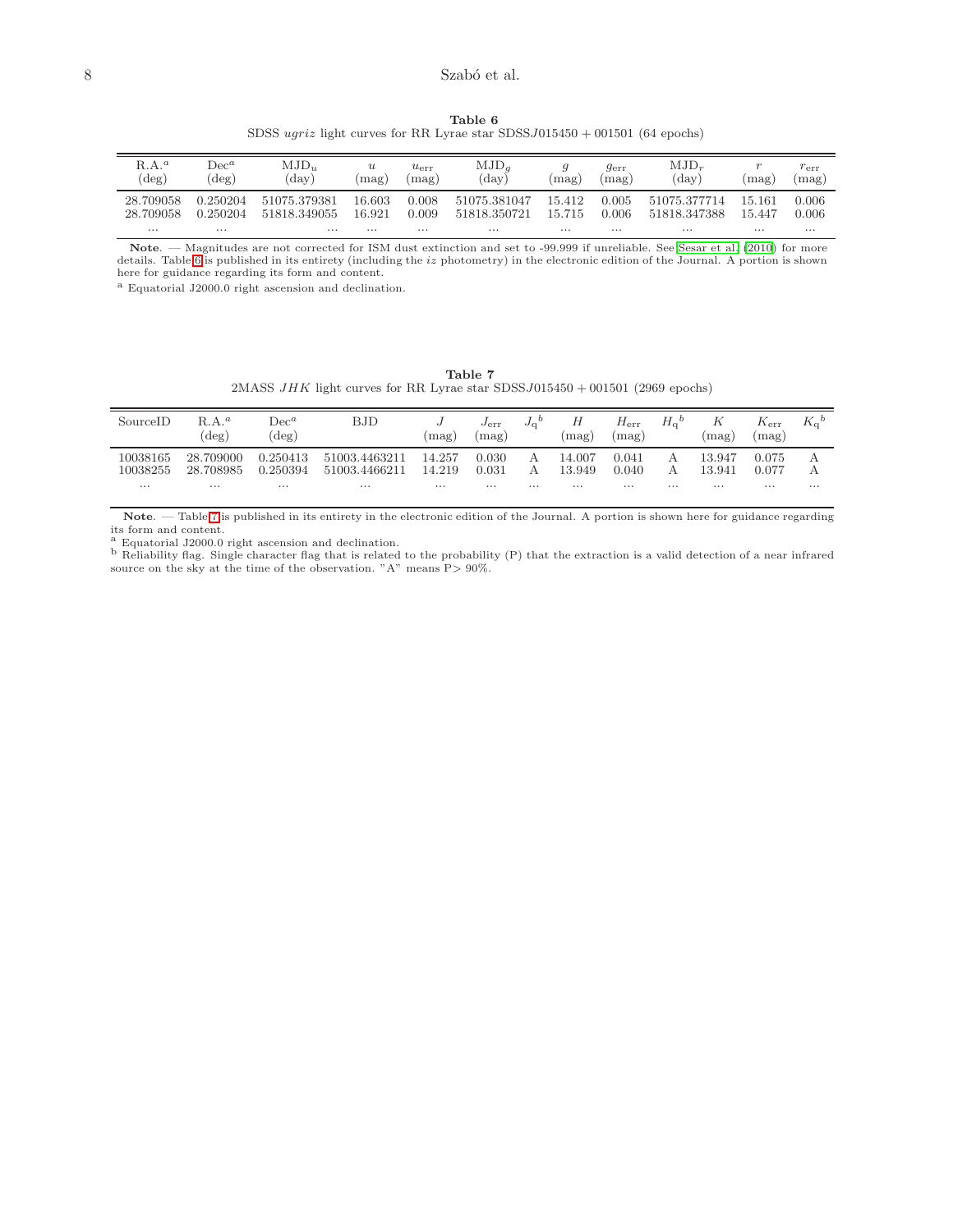**Table 6**
SDSS *ugriz* light curves for RR Lyrae star SDSSJ015450 + 001501 (64 epochs)

| R.A.[a] (deg) | Dec[a] (deg) | $\mathrm{MJD}_u$ (day) | $u$ (mag) | $u_{\mathrm{err}}$ (mag) | $\mathrm{MJD}_g$ (day) | $g$ (mag) | $g_{\mathrm{err}}$ (mag) | $\mathrm{MJD}_r$ (day) | $r$ (mag) | $r_{\mathrm{err}}$ (mag) |
|---|---|---|---|---|---|---|---|---|---|---|
| 28.709058 | 0.250204 | 51075.379381 | 16.603 | 0.008 | 51075.381047 | 15.412 | 0.005 | 51075.377714 | 15.161 | 0.006 |
| 28.709058 | 0.250204 | 51818.349055 | 16.921 | 0.009 | 51818.350721 | 15.715 | 0.006 | 51818.347388 | 15.447 | 0.006 |
| ... | ... | ... | ... | ... | ... | ... | ... | ... | ... | ... |

**Note**. — Magnitudes are not corrected for ISM dust extinction and set to -99.999 if unreliable. See Sesar et al. (2010) for more details. Table 6 is published in its entirety (including the *iz* photometry) in the electronic edition of the Journal. A portion is shown here for guidance regarding its form and content.

[a] Equatorial J2000.0 right ascension and declination.

**Table 7**
2MASS *JHK* light curves for RR Lyrae star SDSSJ015450 + 001501 (2969 epochs)

| SourceID | R.A.[a] (deg) | Dec[a] (deg) | BJD | $J$ (mag) | $J_{\mathrm{err}}$ (mag) | $J_{\mathrm{q}}$[b] | $H$ (mag) | $H_{\mathrm{err}}$ (mag) | $H_{\mathrm{q}}$[b] | $K$ (mag) | $K_{\mathrm{err}}$ (mag) | $K_{\mathrm{q}}$[b] |
|---|---|---|---|---|---|---|---|---|---|---|---|---|
| 10038165 | 28.709000 | 0.250413 | 51003.4463211 | 14.257 | 0.030 | A | 14.007 | 0.041 | A | 13.947 | 0.075 | A |
| 10038255 | 28.708985 | 0.250394 | 51003.4466211 | 14.219 | 0.031 | A | 13.949 | 0.040 | A | 13.941 | 0.077 | A |
| ... | ... | ... | ... | ... | ... | ... | ... | ... | ... | ... | ... | ... |

**Note**. — Table 7 is published in its entirety in the electronic edition of the Journal. A portion is shown here for guidance regarding its form and content.

[a] Equatorial J2000.0 right ascension and declination.

[b] Reliability flag. Single character flag that is related to the probability (P) that the extraction is a valid detection of a near infrared source on the sky at the time of the observation. "A" means P> 90%.